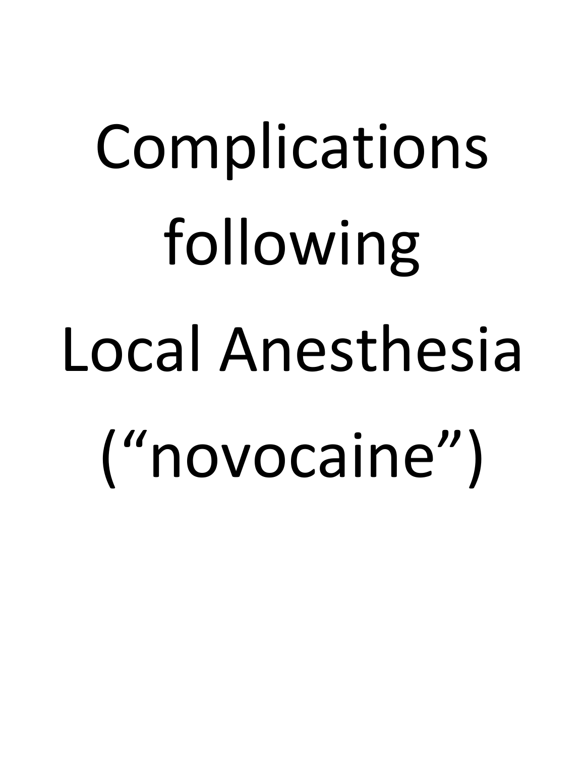# Complications following Local Anesthesia (“novocaine”)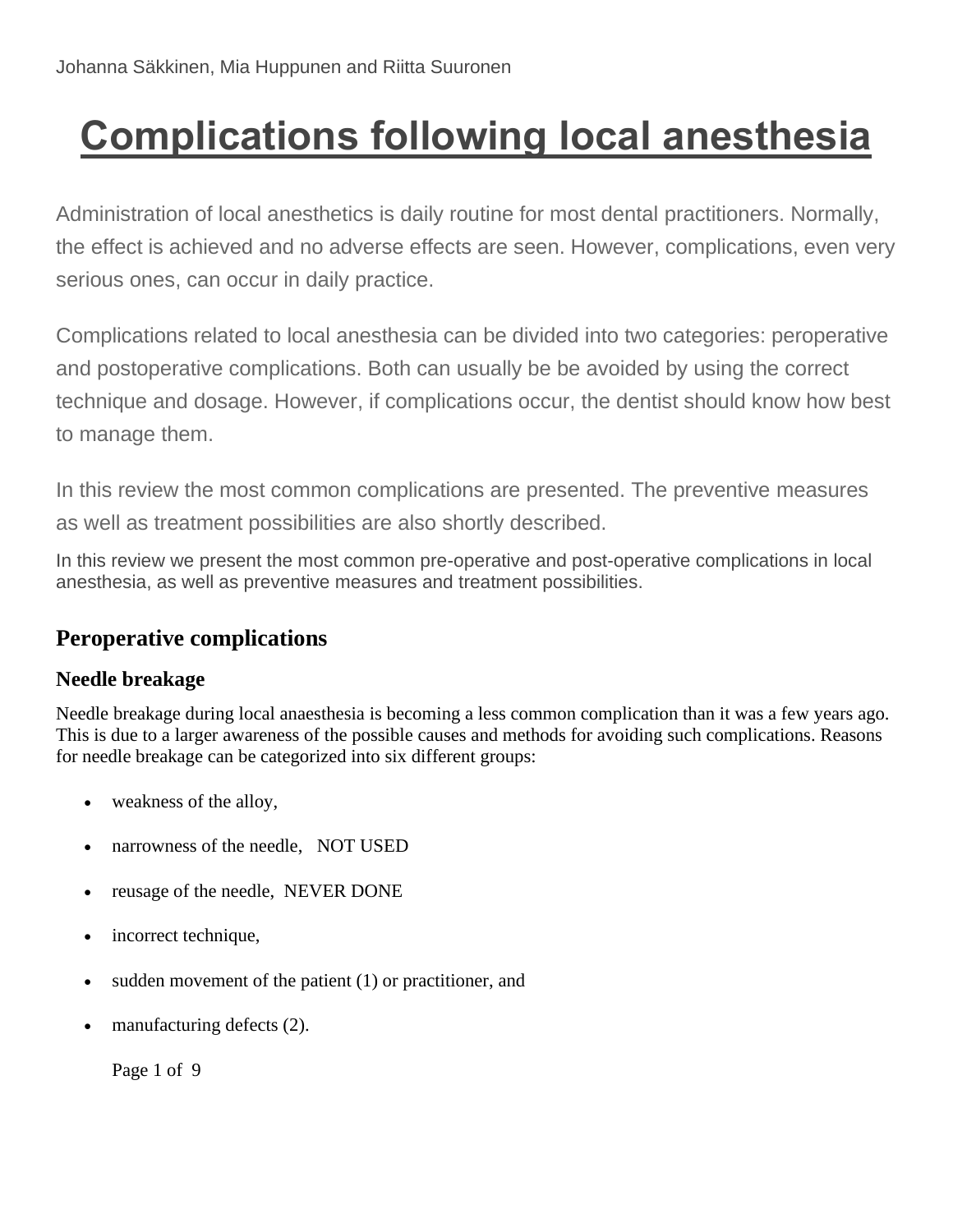Johanna Säkkinen, Mia Huppunen and Riitta Suuronen

# Complications following local anesthesia

Administration of local anesthetics is daily routine for most dental practitioners. Normally, the effect is achieved and no adverse effects are seen. However, complications, even very serious ones, can occur in daily practice.

Complications related to local anesthesia can be divided into two categories: peroperative and postoperative complications. Both can usually be be avoided by using the correct technique and dosage. However, if complications occur, the dentist should know how best to manage them.

In this review the most common complications are presented. The preventive measures as well as treatment possibilities are also shortly described.

In this review we present the most common pre-operative and post-operative complications in local anesthesia, as well as preventive measures and treatment possibilities.

## Peroperative complications

### Needle breakage

Needle breakage during local anaesthesia is becoming a less common complication than it was a few years ago. This is due to a larger awareness of the possible causes and methods for avoiding such complications. Reasons for needle breakage can be categorized into six different groups:

- weakness of the alloy,
- narrowness of the needle,   NOT USED
- reusage of the needle,  NEVER DONE
- incorrect technique,
- sudden movement of the patient (1) or practitioner, and
- manufacturing defects (2).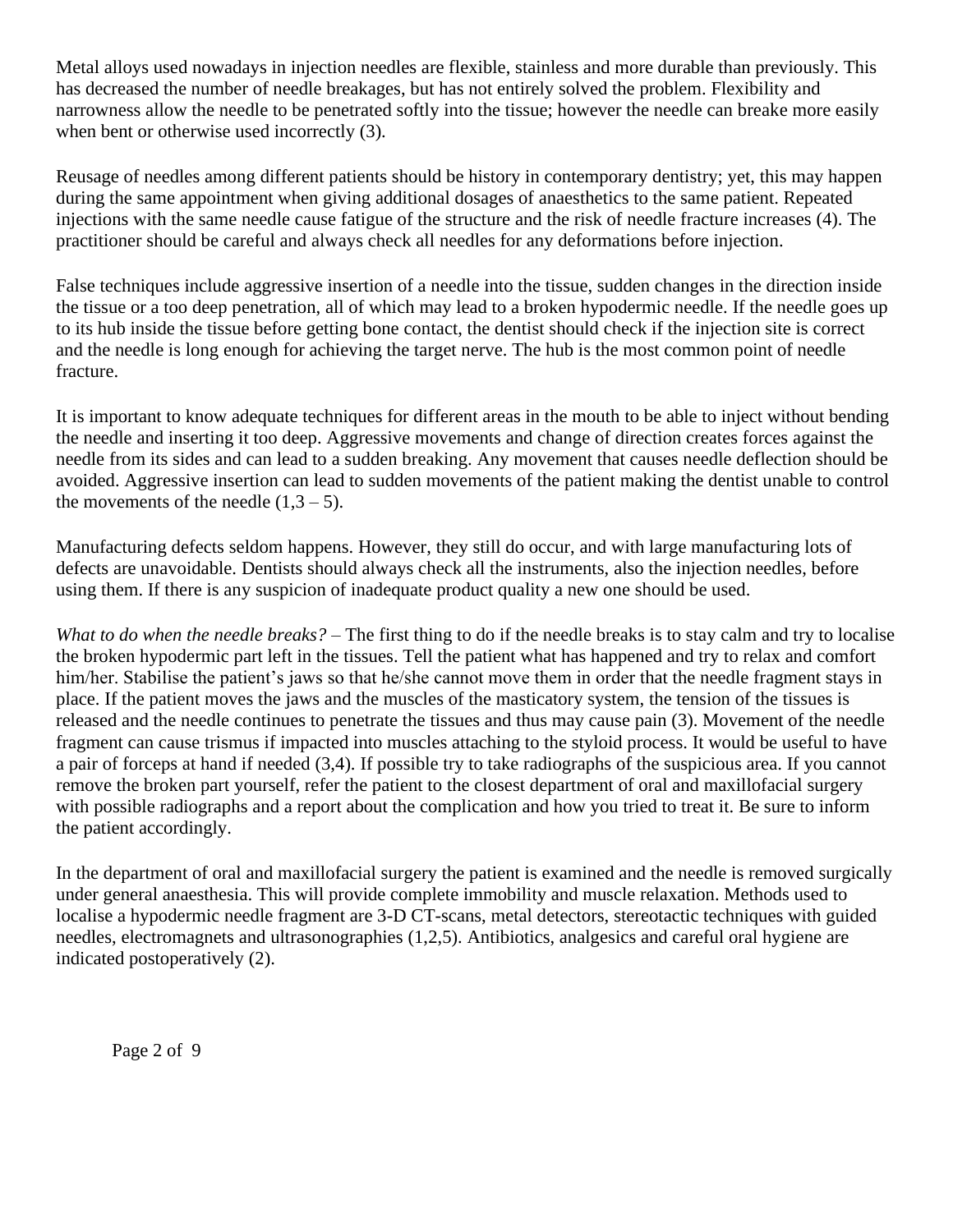Metal alloys used nowadays in injection needles are flexible, stainless and more durable than previously. This has decreased the number of needle breakages, but has not entirely solved the problem. Flexibility and narrowness allow the needle to be penetrated softly into the tissue; however the needle can breake more easily when bent or otherwise used incorrectly (3).

Reusage of needles among different patients should be history in contemporary dentistry; yet, this may happen during the same appointment when giving additional dosages of anaesthetics to the same patient. Repeated injections with the same needle cause fatigue of the structure and the risk of needle fracture increases (4). The practitioner should be careful and always check all needles for any deformations before injection.

False techniques include aggressive insertion of a needle into the tissue, sudden changes in the direction inside the tissue or a too deep penetration, all of which may lead to a broken hypodermic needle. If the needle goes up to its hub inside the tissue before getting bone contact, the dentist should check if the injection site is correct and the needle is long enough for achieving the target nerve. The hub is the most common point of needle fracture.

It is important to know adequate techniques for different areas in the mouth to be able to inject without bending the needle and inserting it too deep. Aggressive movements and change of direction creates forces against the needle from its sides and can lead to a sudden breaking. Any movement that causes needle deflection should be avoided. Aggressive insertion can lead to sudden movements of the patient making the dentist unable to control the movements of the needle (1,3 – 5).

Manufacturing defects seldom happens. However, they still do occur, and with large manufacturing lots of defects are unavoidable. Dentists should always check all the instruments, also the injection needles, before using them. If there is any suspicion of inadequate product quality a new one should be used.

*What to do when the needle breaks?* – The first thing to do if the needle breaks is to stay calm and try to localise the broken hypodermic part left in the tissues. Tell the patient what has happened and try to relax and comfort him/her. Stabilise the patient's jaws so that he/she cannot move them in order that the needle fragment stays in place. If the patient moves the jaws and the muscles of the masticatory system, the tension of the tissues is released and the needle continues to penetrate the tissues and thus may cause pain (3). Movement of the needle fragment can cause trismus if impacted into muscles attaching to the styloid process. It would be useful to have a pair of forceps at hand if needed (3,4). If possible try to take radiographs of the suspicious area. If you cannot remove the broken part yourself, refer the patient to the closest department of oral and maxillofacial surgery with possible radiographs and a report about the complication and how you tried to treat it. Be sure to inform the patient accordingly.

In the department of oral and maxillofacial surgery the patient is examined and the needle is removed surgically under general anaesthesia. This will provide complete immobility and muscle relaxation. Methods used to localise a hypodermic needle fragment are 3-D CT-scans, metal detectors, stereotactic techniques with guided needles, electromagnets and ultrasonographies (1,2,5). Antibiotics, analgesics and careful oral hygiene are indicated postoperatively (2).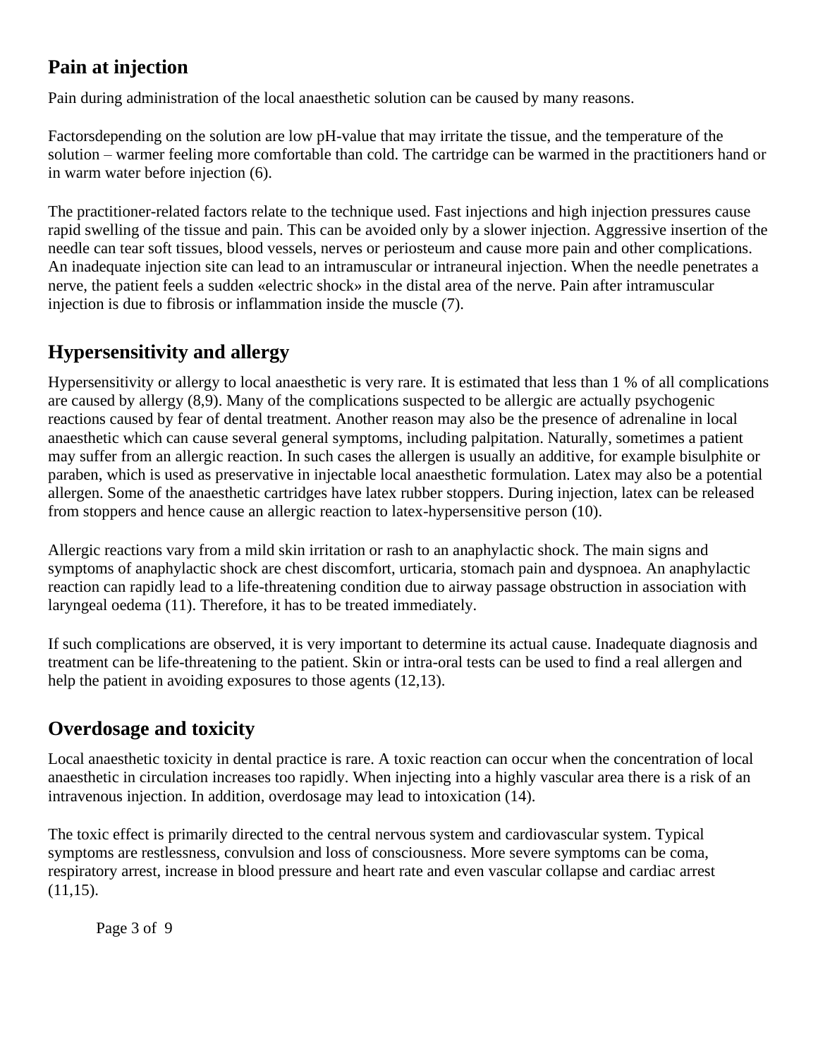## Pain at injection

Pain during administration of the local anaesthetic solution can be caused by many reasons.

Factorsdepending on the solution are low pH-value that may irritate the tissue, and the temperature of the solution – warmer feeling more comfortable than cold. The cartridge can be warmed in the practitioners hand or in warm water before injection (6).

The practitioner-related factors relate to the technique used. Fast injections and high injection pressures cause rapid swelling of the tissue and pain. This can be avoided only by a slower injection. Aggressive insertion of the needle can tear soft tissues, blood vessels, nerves or periosteum and cause more pain and other complications. An inadequate injection site can lead to an intramuscular or intraneural injection. When the needle penetrates a nerve, the patient feels a sudden «electric shock» in the distal area of the nerve. Pain after intramuscular injection is due to fibrosis or inflammation inside the muscle (7).

## Hypersensitivity and allergy

Hypersensitivity or allergy to local anaesthetic is very rare. It is estimated that less than 1 % of all complications are caused by allergy (8,9). Many of the complications suspected to be allergic are actually psychogenic reactions caused by fear of dental treatment. Another reason may also be the presence of adrenaline in local anaesthetic which can cause several general symptoms, including palpitation. Naturally, sometimes a patient may suffer from an allergic reaction. In such cases the allergen is usually an additive, for example bisulphite or paraben, which is used as preservative in injectable local anaesthetic formulation. Latex may also be a potential allergen. Some of the anaesthetic cartridges have latex rubber stoppers. During injection, latex can be released from stoppers and hence cause an allergic reaction to latex-hypersensitive person (10).

Allergic reactions vary from a mild skin irritation or rash to an anaphylactic shock. The main signs and symptoms of anaphylactic shock are chest discomfort, urticaria, stomach pain and dyspnoea. An anaphylactic reaction can rapidly lead to a life-threatening condition due to airway passage obstruction in association with laryngeal oedema (11). Therefore, it has to be treated immediately.

If such complications are observed, it is very important to determine its actual cause. Inadequate diagnosis and treatment can be life-threatening to the patient. Skin or intra-oral tests can be used to find a real allergen and help the patient in avoiding exposures to those agents (12,13).

## Overdosage and toxicity

Local anaesthetic toxicity in dental practice is rare. A toxic reaction can occur when the concentration of local anaesthetic in circulation increases too rapidly. When injecting into a highly vascular area there is a risk of an intravenous injection. In addition, overdosage may lead to intoxication (14).

The toxic effect is primarily directed to the central nervous system and cardiovascular system. Typical symptoms are restlessness, convulsion and loss of consciousness. More severe symptoms can be coma, respiratory arrest, increase in blood pressure and heart rate and even vascular collapse and cardiac arrest (11,15).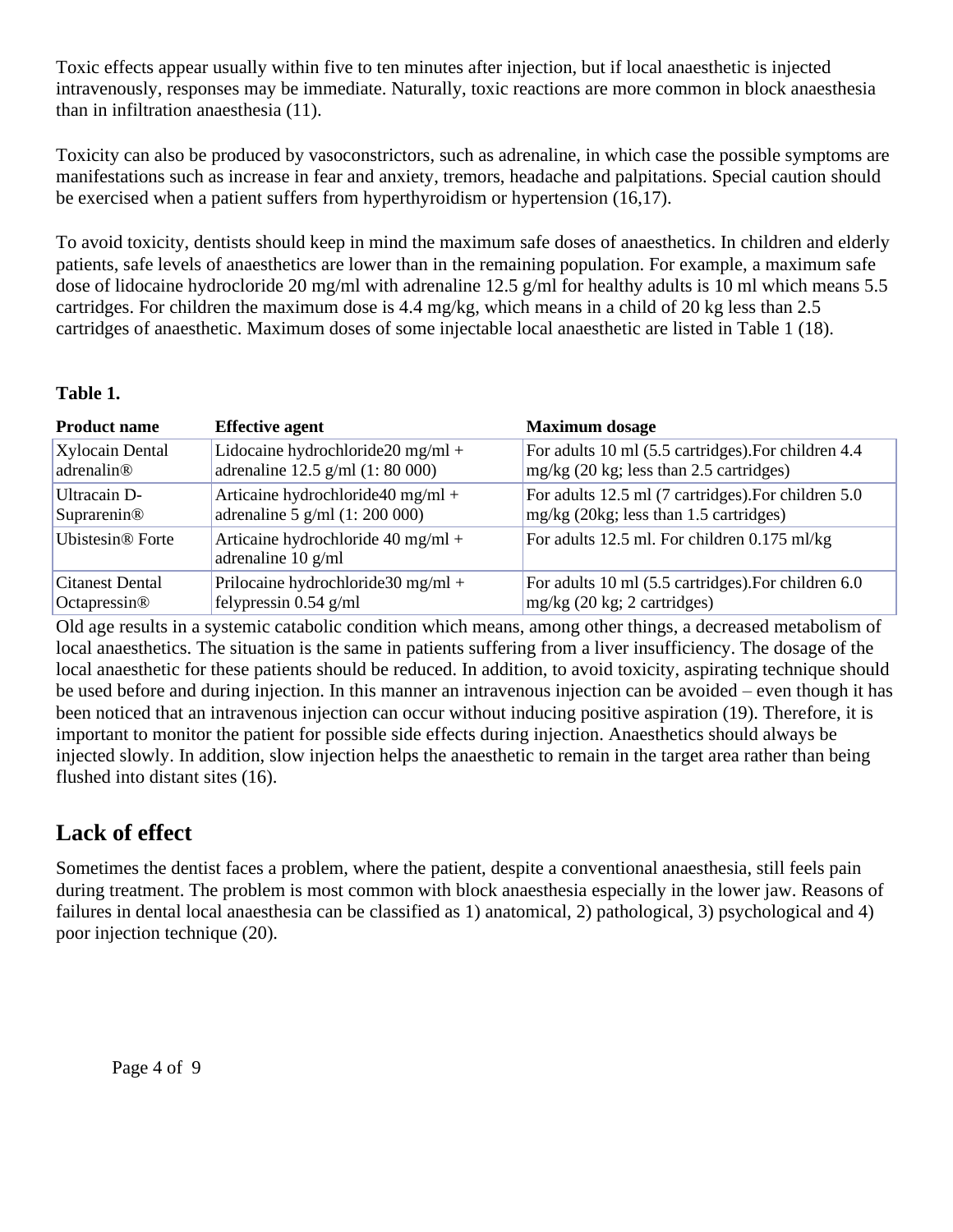Toxic effects appear usually within five to ten minutes after injection, but if local anaesthetic is injected intravenously, responses may be immediate. Naturally, toxic reactions are more common in block anaesthesia than in infiltration anaesthesia (11).

Toxicity can also be produced by vasoconstrictors, such as adrenaline, in which case the possible symptoms are manifestations such as increase in fear and anxiety, tremors, headache and palpitations. Special caution should be exercised when a patient suffers from hyperthyroidism or hypertension (16,17).

To avoid toxicity, dentists should keep in mind the maximum safe doses of anaesthetics. In children and elderly patients, safe levels of anaesthetics are lower than in the remaining population. For example, a maximum safe dose of lidocaine hydrocloride 20 mg/ml with adrenaline 12.5 g/ml for healthy adults is 10 ml which means 5.5 cartridges. For children the maximum dose is 4.4 mg/kg, which means in a child of 20 kg less than 2.5 cartridges of anaesthetic. Maximum doses of some injectable local anaesthetic are listed in Table 1 (18).

**Table 1.**

| Product name | Effective agent | Maximum dosage |
|---|---|---|
| Xylocain Dental adrenalin® | Lidocaine hydrochloride20 mg/ml + adrenaline 12.5 g/ml (1: 80 000) | For adults 10 ml (5.5 cartridges).For children 4.4 mg/kg (20 kg; less than 2.5 cartridges) |
| Ultracain D-Suprarenin® | Articaine hydrochloride40 mg/ml + adrenaline 5 g/ml (1: 200 000) | For adults 12.5 ml (7 cartridges).For children 5.0 mg/kg (20kg; less than 1.5 cartridges) |
| Ubistesin® Forte | Articaine hydrochloride 40 mg/ml + adrenaline 10 g/ml | For adults 12.5 ml. For children 0.175 ml/kg |
| Citanest Dental Octapressin® | Prilocaine hydrochloride30 mg/ml + felypressin 0.54 g/ml | For adults 10 ml (5.5 cartridges).For children 6.0 mg/kg (20 kg; 2 cartridges) |

Old age results in a systemic catabolic condition which means, among other things, a decreased metabolism of local anaesthetics. The situation is the same in patients suffering from a liver insufficiency. The dosage of the local anaesthetic for these patients should be reduced. In addition, to avoid toxicity, aspirating technique should be used before and during injection. In this manner an intravenous injection can be avoided – even though it has been noticed that an intravenous injection can occur without inducing positive aspiration (19). Therefore, it is important to monitor the patient for possible side effects during injection. Anaesthetics should always be injected slowly. In addition, slow injection helps the anaesthetic to remain in the target area rather than being flushed into distant sites (16).

## Lack of effect

Sometimes the dentist faces a problem, where the patient, despite a conventional anaesthesia, still feels pain during treatment. The problem is most common with block anaesthesia especially in the lower jaw. Reasons of failures in dental local anaesthesia can be classified as 1) anatomical, 2) pathological, 3) psychological and 4) poor injection technique (20).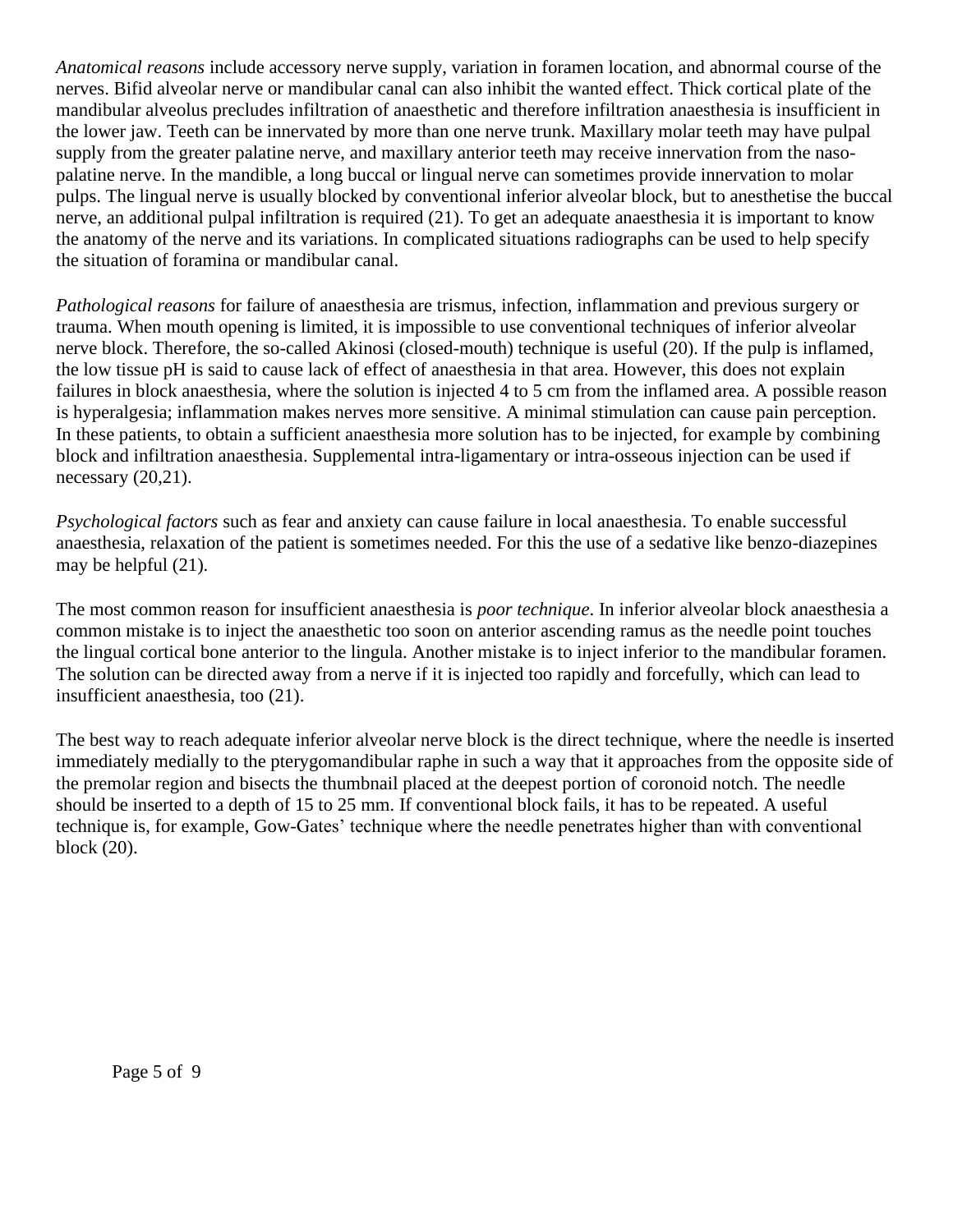*Anatomical reasons* include accessory nerve supply, variation in foramen location, and abnormal course of the nerves. Bifid alveolar nerve or mandibular canal can also inhibit the wanted effect. Thick cortical plate of the mandibular alveolus precludes infiltration of anaesthetic and therefore infiltration anaesthesia is insufficient in the lower jaw. Teeth can be innervated by more than one nerve trunk. Maxillary molar teeth may have pulpal supply from the greater palatine nerve, and maxillary anterior teeth may receive innervation from the naso-palatine nerve. In the mandible, a long buccal or lingual nerve can sometimes provide innervation to molar pulps. The lingual nerve is usually blocked by conventional inferior alveolar block, but to anesthetise the buccal nerve, an additional pulpal infiltration is required (21). To get an adequate anaesthesia it is important to know the anatomy of the nerve and its variations. In complicated situations radiographs can be used to help specify the situation of foramina or mandibular canal.

*Pathological reasons* for failure of anaesthesia are trismus, infection, inflammation and previous surgery or trauma. When mouth opening is limited, it is impossible to use conventional techniques of inferior alveolar nerve block. Therefore, the so-called Akinosi (closed-mouth) technique is useful (20). If the pulp is inflamed, the low tissue pH is said to cause lack of effect of anaesthesia in that area. However, this does not explain failures in block anaesthesia, where the solution is injected 4 to 5 cm from the inflamed area. A possible reason is hyperalgesia; inflammation makes nerves more sensitive. A minimal stimulation can cause pain perception. In these patients, to obtain a sufficient anaesthesia more solution has to be injected, for example by combining block and infiltration anaesthesia. Supplemental intra-ligamentary or intra-osseous injection can be used if necessary (20,21).

*Psychological factors* such as fear and anxiety can cause failure in local anaesthesia. To enable successful anaesthesia, relaxation of the patient is sometimes needed. For this the use of a sedative like benzo-diazepines may be helpful (21).

The most common reason for insufficient anaesthesia is *poor technique*. In inferior alveolar block anaesthesia a common mistake is to inject the anaesthetic too soon on anterior ascending ramus as the needle point touches the lingual cortical bone anterior to the lingula. Another mistake is to inject inferior to the mandibular foramen. The solution can be directed away from a nerve if it is injected too rapidly and forcefully, which can lead to insufficient anaesthesia, too (21).

The best way to reach adequate inferior alveolar nerve block is the direct technique, where the needle is inserted immediately medially to the pterygomandibular raphe in such a way that it approaches from the opposite side of the premolar region and bisects the thumbnail placed at the deepest portion of coronoid notch. The needle should be inserted to a depth of 15 to 25 mm. If conventional block fails, it has to be repeated. A useful technique is, for example, Gow-Gates' technique where the needle penetrates higher than with conventional block (20).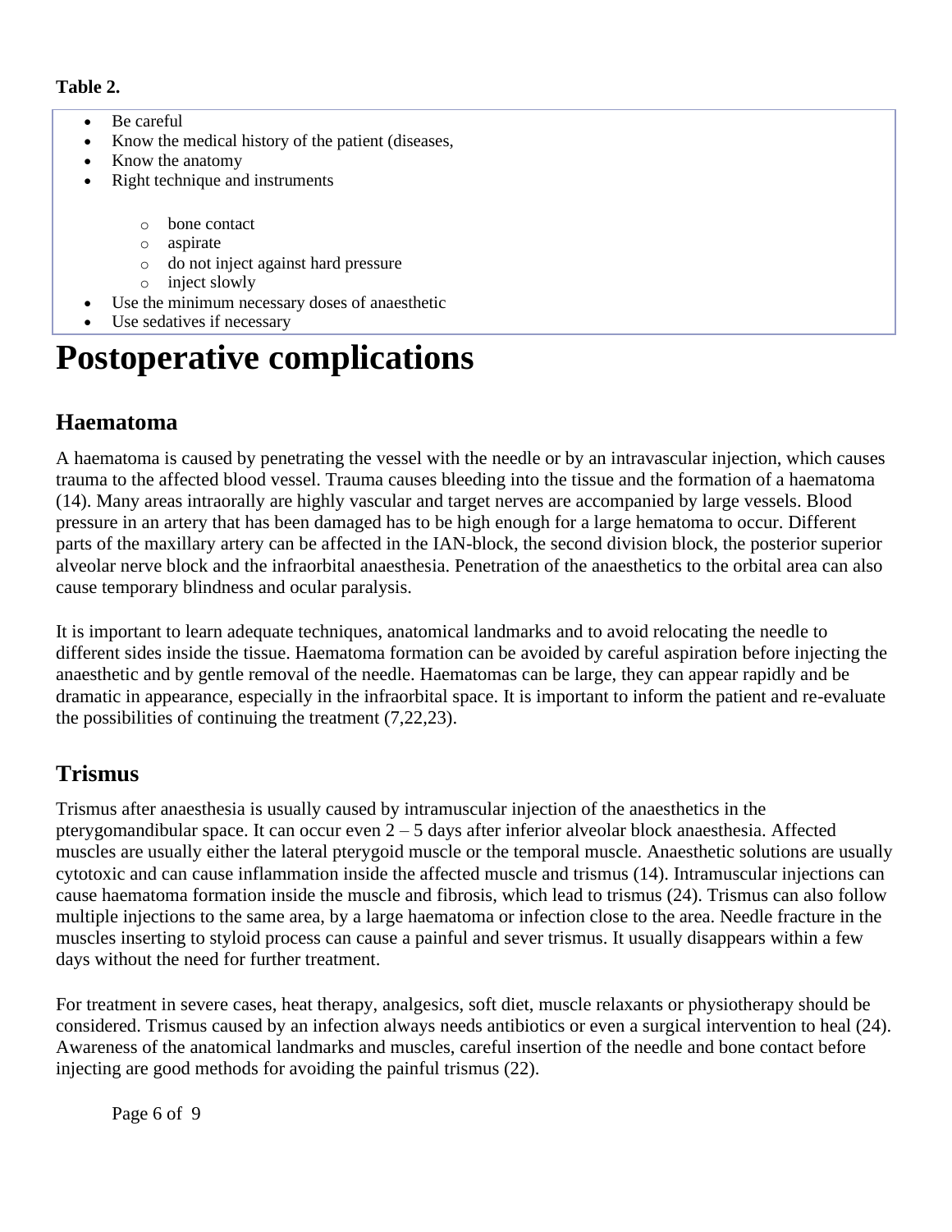**Table 2.**

- Be careful
- Know the medical history of the patient (diseases,
- Know the anatomy
- Right technique and instruments
    - bone contact
    - aspirate
    - do not inject against hard pressure
    - inject slowly
- Use the minimum necessary doses of anaesthetic
- Use sedatives if necessary

# Postoperative complications

## Haematoma

A haematoma is caused by penetrating the vessel with the needle or by an intravascular injection, which causes trauma to the affected blood vessel. Trauma causes bleeding into the tissue and the formation of a haematoma (14). Many areas intraorally are highly vascular and target nerves are accompanied by large vessels. Blood pressure in an artery that has been damaged has to be high enough for a large hematoma to occur. Different parts of the maxillary artery can be affected in the IAN-block, the second division block, the posterior superior alveolar nerve block and the infraorbital anaesthesia. Penetration of the anaesthetics to the orbital area can also cause temporary blindness and ocular paralysis.

It is important to learn adequate techniques, anatomical landmarks and to avoid relocating the needle to different sides inside the tissue. Haematoma formation can be avoided by careful aspiration before injecting the anaesthetic and by gentle removal of the needle. Haematomas can be large, they can appear rapidly and be dramatic in appearance, especially in the infraorbital space. It is important to inform the patient and re-evaluate the possibilities of continuing the treatment (7,22,23).

## Trismus

Trismus after anaesthesia is usually caused by intramuscular injection of the anaesthetics in the pterygomandibular space. It can occur even 2 – 5 days after inferior alveolar block anaesthesia. Affected muscles are usually either the lateral pterygoid muscle or the temporal muscle. Anaesthetic solutions are usually cytotoxic and can cause inflammation inside the affected muscle and trismus (14). Intramuscular injections can cause haematoma formation inside the muscle and fibrosis, which lead to trismus (24). Trismus can also follow multiple injections to the same area, by a large haematoma or infection close to the area. Needle fracture in the muscles inserting to styloid process can cause a painful and sever trismus. It usually disappears within a few days without the need for further treatment.

For treatment in severe cases, heat therapy, analgesics, soft diet, muscle relaxants or physiotherapy should be considered. Trismus caused by an infection always needs antibiotics or even a surgical intervention to heal (24). Awareness of the anatomical landmarks and muscles, careful insertion of the needle and bone contact before injecting are good methods for avoiding the painful trismus (22).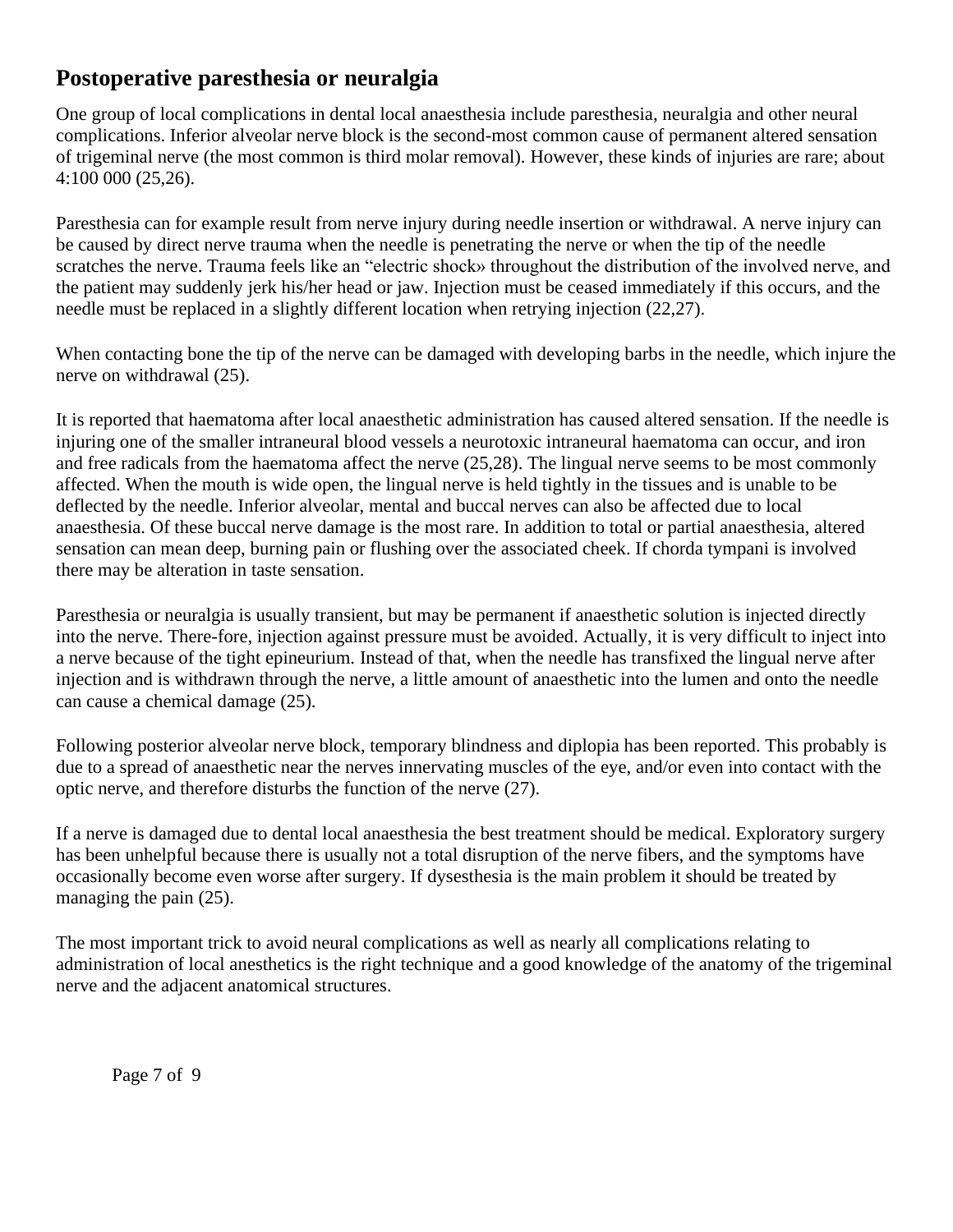## Postoperative paresthesia or neuralgia

One group of local complications in dental local anaesthesia include paresthesia, neuralgia and other neural complications. Inferior alveolar nerve block is the second-most common cause of permanent altered sensation of trigeminal nerve (the most common is third molar removal). However, these kinds of injuries are rare; about 4:100 000 (25,26).

Paresthesia can for example result from nerve injury during needle insertion or withdrawal. A nerve injury can be caused by direct nerve trauma when the needle is penetrating the nerve or when the tip of the needle scratches the nerve. Trauma feels like an "electric shock» throughout the distribution of the involved nerve, and the patient may suddenly jerk his/her head or jaw. Injection must be ceased immediately if this occurs, and the needle must be replaced in a slightly different location when retrying injection (22,27).

When contacting bone the tip of the nerve can be damaged with developing barbs in the needle, which injure the nerve on withdrawal (25).

It is reported that haematoma after local anaesthetic administration has caused altered sensation. If the needle is injuring one of the smaller intraneural blood vessels a neurotoxic intraneural haematoma can occur, and iron and free radicals from the haematoma affect the nerve (25,28). The lingual nerve seems to be most commonly affected. When the mouth is wide open, the lingual nerve is held tightly in the tissues and is unable to be deflected by the needle. Inferior alveolar, mental and buccal nerves can also be affected due to local anaesthesia. Of these buccal nerve damage is the most rare. In addition to total or partial anaesthesia, altered sensation can mean deep, burning pain or flushing over the associated cheek. If chorda tympani is involved there may be alteration in taste sensation.

Paresthesia or neuralgia is usually transient, but may be permanent if anaesthetic solution is injected directly into the nerve. There-fore, injection against pressure must be avoided. Actually, it is very difficult to inject into a nerve because of the tight epineurium. Instead of that, when the needle has transfixed the lingual nerve after injection and is withdrawn through the nerve, a little amount of anaesthetic into the lumen and onto the needle can cause a chemical damage (25).

Following posterior alveolar nerve block, temporary blindness and diplopia has been reported. This probably is due to a spread of anaesthetic near the nerves innervating muscles of the eye, and/or even into contact with the optic nerve, and therefore disturbs the function of the nerve (27).

If a nerve is damaged due to dental local anaesthesia the best treatment should be medical. Exploratory surgery has been unhelpful because there is usually not a total disruption of the nerve fibers, and the symptoms have occasionally become even worse after surgery. If dysesthesia is the main problem it should be treated by managing the pain (25).

The most important trick to avoid neural complications as well as nearly all complications relating to administration of local anesthetics is the right technique and a good knowledge of the anatomy of the trigeminal nerve and the adjacent anatomical structures.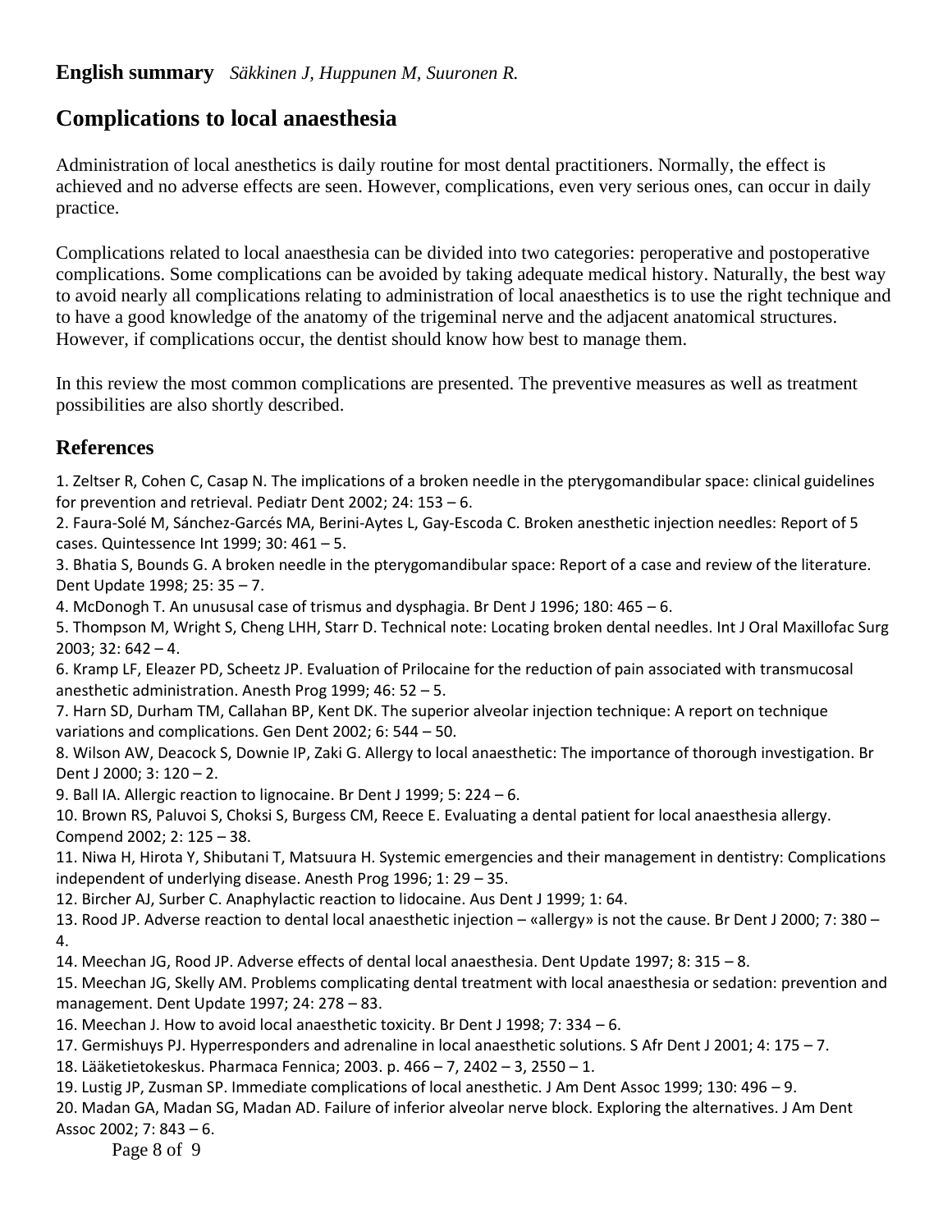**English summary** *Säkkinen J, Huppunen M, Suuronen R.*

## Complications to local anaesthesia

Administration of local anesthetics is daily routine for most dental practitioners. Normally, the effect is achieved and no adverse effects are seen. However, complications, even very serious ones, can occur in daily practice.

Complications related to local anaesthesia can be divided into two categories: peroperative and postoperative complications. Some complications can be avoided by taking adequate medical history. Naturally, the best way to avoid nearly all complications relating to administration of local anaesthetics is to use the right technique and to have a good knowledge of the anatomy of the trigeminal nerve and the adjacent anatomical structures. However, if complications occur, the dentist should know how best to manage them.

In this review the most common complications are presented. The preventive measures as well as treatment possibilities are also shortly described.

## References

1. Zeltser R, Cohen C, Casap N. The implications of a broken needle in the pterygomandibular space: clinical guidelines for prevention and retrieval. Pediatr Dent 2002; 24: 153 – 6.
2. Faura-Solé M, Sánchez-Garcés MA, Berini-Aytes L, Gay-Escoda C. Broken anesthetic injection needles: Report of 5 cases. Quintessence Int 1999; 30: 461 – 5.
3. Bhatia S, Bounds G. A broken needle in the pterygomandibular space: Report of a case and review of the literature. Dent Update 1998; 25: 35 – 7.
4. McDonogh T. An unusual case of trismus and dysphagia. Br Dent J 1996; 180: 465 – 6.
5. Thompson M, Wright S, Cheng LHH, Starr D. Technical note: Locating broken dental needles. Int J Oral Maxillofac Surg 2003; 32: 642 – 4.
6. Kramp LF, Eleazer PD, Scheetz JP. Evaluation of Prilocaine for the reduction of pain associated with transmucosal anesthetic administration. Anesth Prog 1999; 46: 52 – 5.
7. Harn SD, Durham TM, Callahan BP, Kent DK. The superior alveolar injection technique: A report on technique variations and complications. Gen Dent 2002; 6: 544 – 50.
8. Wilson AW, Deacock S, Downie IP, Zaki G. Allergy to local anaesthetic: The importance of thorough investigation. Br Dent J 2000; 3: 120 – 2.
9. Ball IA. Allergic reaction to lignocaine. Br Dent J 1999; 5: 224 – 6.
10. Brown RS, Paluvoi S, Choksi S, Burgess CM, Reece E. Evaluating a dental patient for local anaesthesia allergy. Compend 2002; 2: 125 – 38.
11. Niwa H, Hirota Y, Shibutani T, Matsuura H. Systemic emergencies and their management in dentistry: Complications independent of underlying disease. Anesth Prog 1996; 1: 29 – 35.
12. Bircher AJ, Surber C. Anaphylactic reaction to lidocaine. Aus Dent J 1999; 1: 64.
13. Rood JP. Adverse reaction to dental local anaesthetic injection – «allergy» is not the cause. Br Dent J 2000; 7: 380 – 4.
14. Meechan JG, Rood JP. Adverse effects of dental local anaesthesia. Dent Update 1997; 8: 315 – 8.
15. Meechan JG, Skelly AM. Problems complicating dental treatment with local anaesthesia or sedation: prevention and management. Dent Update 1997; 24: 278 – 83.
16. Meechan J. How to avoid local anaesthetic toxicity. Br Dent J 1998; 7: 334 – 6.
17. Germishuys PJ. Hyperresponders and adrenaline in local anaesthetic solutions. S Afr Dent J 2001; 4: 175 – 7.
18. Lääketietokeskus. Pharmaca Fennica; 2003. p. 466 – 7, 2402 – 3, 2550 – 1.
19. Lustig JP, Zusman SP. Immediate complications of local anesthetic. J Am Dent Assoc 1999; 130: 496 – 9.
20. Madan GA, Madan SG, Madan AD. Failure of inferior alveolar nerve block. Exploring the alternatives. J Am Dent Assoc 2002; 7: 843 – 6.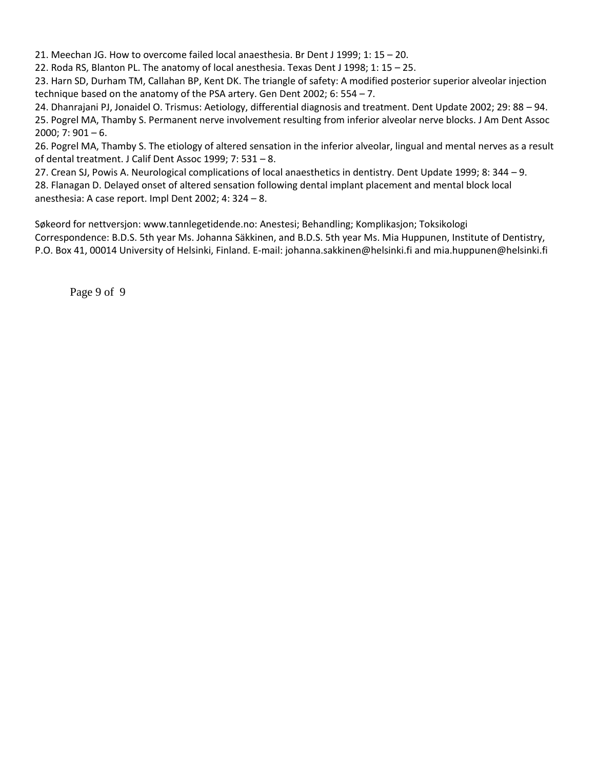21. Meechan JG. How to overcome failed local anaesthesia. Br Dent J 1999; 1: 15 – 20.

22. Roda RS, Blanton PL. The anatomy of local anesthesia. Texas Dent J 1998; 1: 15 – 25.

23. Harn SD, Durham TM, Callahan BP, Kent DK. The triangle of safety: A modified posterior superior alveolar injection technique based on the anatomy of the PSA artery. Gen Dent 2002; 6: 554 – 7.

24. Dhanrajani PJ, Jonaidel O. Trismus: Aetiology, differential diagnosis and treatment. Dent Update 2002; 29: 88 – 94.

25. Pogrel MA, Thamby S. Permanent nerve involvement resulting from inferior alveolar nerve blocks. J Am Dent Assoc 2000; 7: 901 – 6.

26. Pogrel MA, Thamby S. The etiology of altered sensation in the inferior alveolar, lingual and mental nerves as a result of dental treatment. J Calif Dent Assoc 1999; 7: 531 – 8.

27. Crean SJ, Powis A. Neurological complications of local anaesthetics in dentistry. Dent Update 1999; 8: 344 – 9.

28. Flanagan D. Delayed onset of altered sensation following dental implant placement and mental block local anesthesia: A case report. Impl Dent 2002; 4: 324 – 8.

Søkeord for nettversjon: www.tannlegetidende.no: Anestesi; Behandling; Komplikasjon; Toksikologi

Correspondence: B.D.S. 5th year Ms. Johanna Säkkinen, and B.D.S. 5th year Ms. Mia Huppunen, Institute of Dentistry, P.O. Box 41, 00014 University of Helsinki, Finland. E-mail: johanna.sakkinen@helsinki.fi and mia.huppunen@helsinki.fi